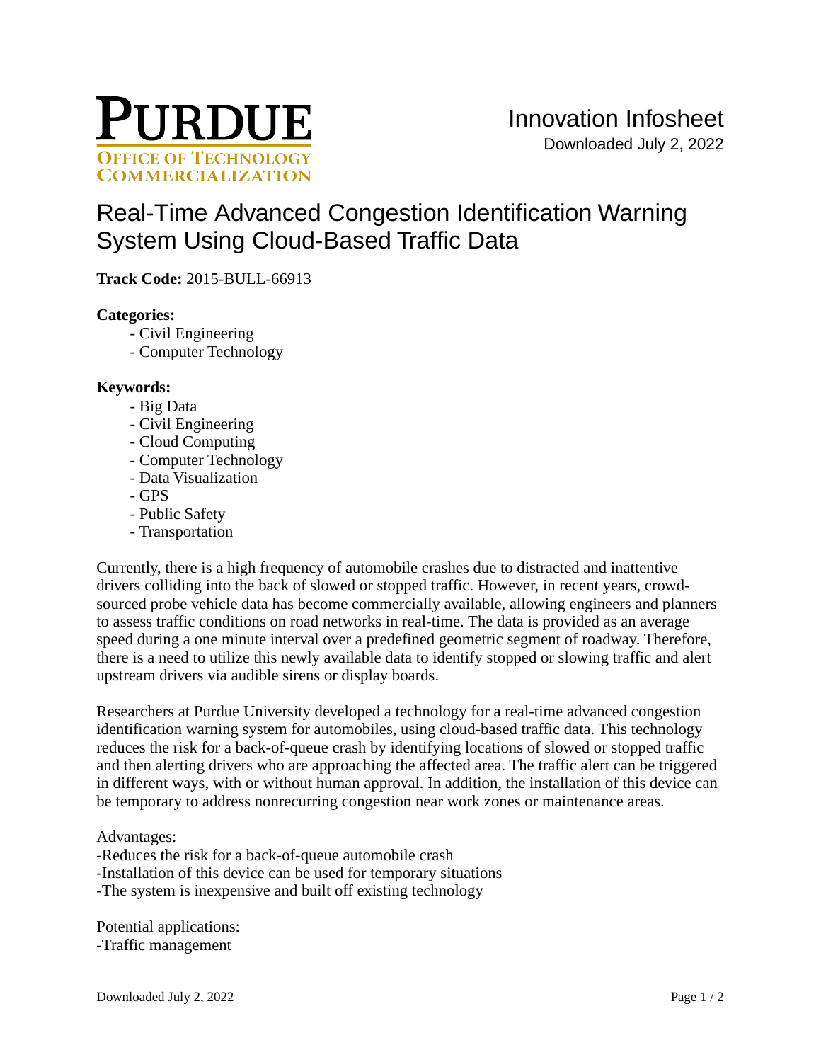**PURDUE**
**OFFICE OF TECHNOLOGY COMMERCIALIZATION**

Innovation Infosheet

# Real-Time Advanced Congestion Identification Warning System Using Cloud-Based Traffic Data

**Track Code:** 2015-BULL-66913

**Categories:**

- Civil Engineering
- Computer Technology

**Keywords:**

- Big Data
- Civil Engineering
- Cloud Computing
- Computer Technology
- Data Visualization
- GPS
- Public Safety
- Transportation

Currently, there is a high frequency of automobile crashes due to distracted and inattentive drivers colliding into the back of slowed or stopped traffic. However, in recent years, crowd-sourced probe vehicle data has become commercially available, allowing engineers and planners to assess traffic conditions on road networks in real-time. The data is provided as an average speed during a one minute interval over a predefined geometric segment of roadway. Therefore, there is a need to utilize this newly available data to identify stopped or slowing traffic and alert upstream drivers via audible sirens or display boards.

Researchers at Purdue University developed a technology for a real-time advanced congestion identification warning system for automobiles, using cloud-based traffic data. This technology reduces the risk for a back-of-queue crash by identifying locations of slowed or stopped traffic and then alerting drivers who are approaching the affected area. The traffic alert can be triggered in different ways, with or without human approval. In addition, the installation of this device can be temporary to address nonrecurring congestion near work zones or maintenance areas.

Advantages:
-Reduces the risk for a back-of-queue automobile crash
-Installation of this device can be used for temporary situations
-The system is inexpensive and built off existing technology

Potential applications:
-Traffic management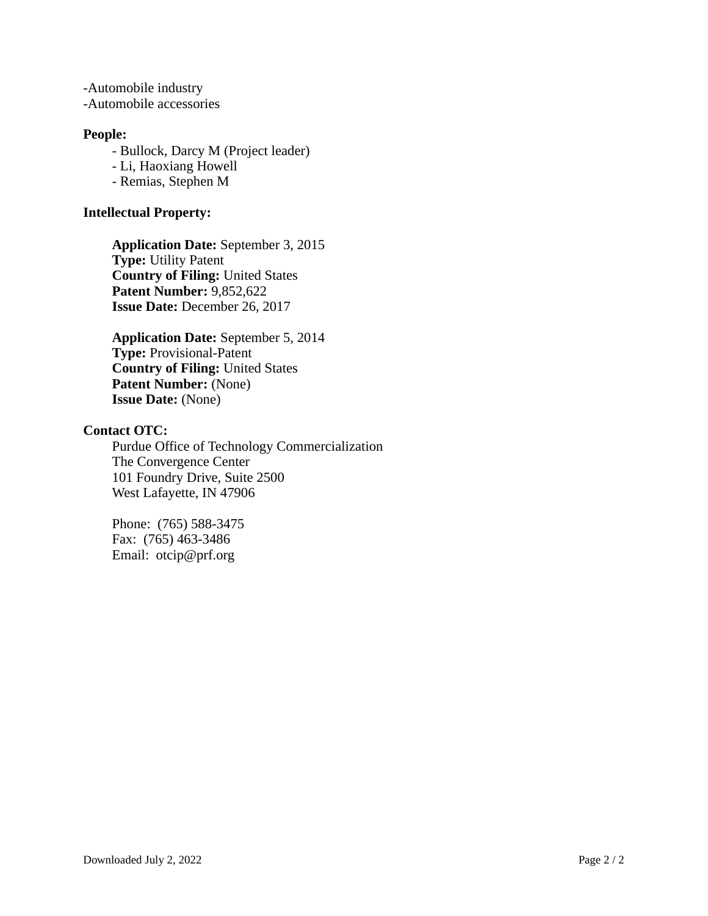-Automobile industry
-Automobile accessories

**People:**

- Bullock, Darcy M (Project leader)
- Li, Haoxiang Howell
- Remias, Stephen M

**Intellectual Property:**

**Application Date:** September 3, 2015
**Type:** Utility Patent
**Country of Filing:** United States
**Patent Number:** 9,852,622
**Issue Date:** December 26, 2017

**Application Date:** September 5, 2014
**Type:** Provisional-Patent
**Country of Filing:** United States
**Patent Number:** (None)
**Issue Date:** (None)

**Contact OTC:**

Purdue Office of Technology Commercialization
The Convergence Center
101 Foundry Drive, Suite 2500
West Lafayette, IN 47906

Phone: (765) 588-3475
Fax: (765) 463-3486
Email: otcip@prf.org

Downloaded July 2, 2022